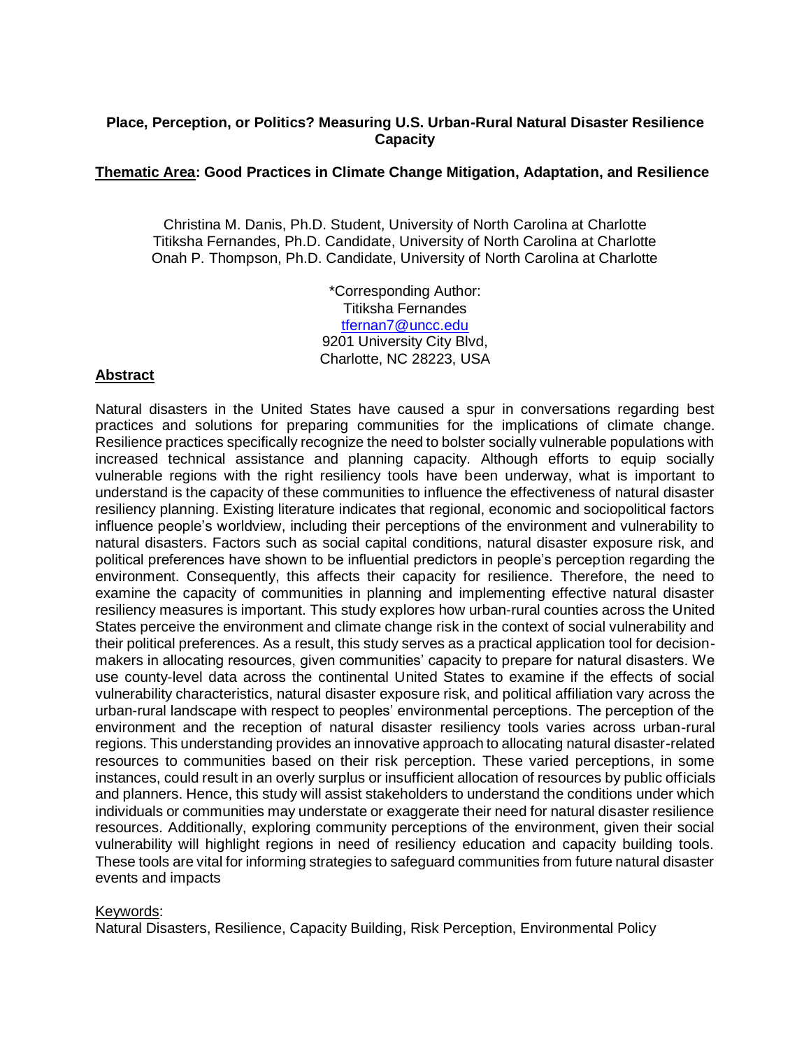# Place, Perception, or Politics? Measuring U.S. Urban-Rural Natural Disaster Resilience Capacity

**Thematic Area: Good Practices in Climate Change Mitigation, Adaptation, and Resilience**

Christina M. Danis, Ph.D. Student, University of North Carolina at Charlotte
Titiksha Fernandes, Ph.D. Candidate, University of North Carolina at Charlotte
Onah P. Thompson, Ph.D. Candidate, University of North Carolina at Charlotte

*Corresponding Author:
Titiksha Fernandes
tfernan7@uncc.edu
9201 University City Blvd,
Charlotte, NC 28223, USA

## Abstract

Natural disasters in the United States have caused a spur in conversations regarding best practices and solutions for preparing communities for the implications of climate change. Resilience practices specifically recognize the need to bolster socially vulnerable populations with increased technical assistance and planning capacity. Although efforts to equip socially vulnerable regions with the right resiliency tools have been underway, what is important to understand is the capacity of these communities to influence the effectiveness of natural disaster resiliency planning. Existing literature indicates that regional, economic and sociopolitical factors influence people's worldview, including their perceptions of the environment and vulnerability to natural disasters. Factors such as social capital conditions, natural disaster exposure risk, and political preferences have shown to be influential predictors in people's perception regarding the environment. Consequently, this affects their capacity for resilience. Therefore, the need to examine the capacity of communities in planning and implementing effective natural disaster resiliency measures is important. This study explores how urban-rural counties across the United States perceive the environment and climate change risk in the context of social vulnerability and their political preferences. As a result, this study serves as a practical application tool for decision-makers in allocating resources, given communities' capacity to prepare for natural disasters. We use county-level data across the continental United States to examine if the effects of social vulnerability characteristics, natural disaster exposure risk, and political affiliation vary across the urban-rural landscape with respect to peoples' environmental perceptions. The perception of the environment and the reception of natural disaster resiliency tools varies across urban-rural regions. This understanding provides an innovative approach to allocating natural disaster-related resources to communities based on their risk perception. These varied perceptions, in some instances, could result in an overly surplus or insufficient allocation of resources by public officials and planners. Hence, this study will assist stakeholders to understand the conditions under which individuals or communities may understate or exaggerate their need for natural disaster resilience resources. Additionally, exploring community perceptions of the environment, given their social vulnerability will highlight regions in need of resiliency education and capacity building tools. These tools are vital for informing strategies to safeguard communities from future natural disaster events and impacts

Keywords:
Natural Disasters, Resilience, Capacity Building, Risk Perception, Environmental Policy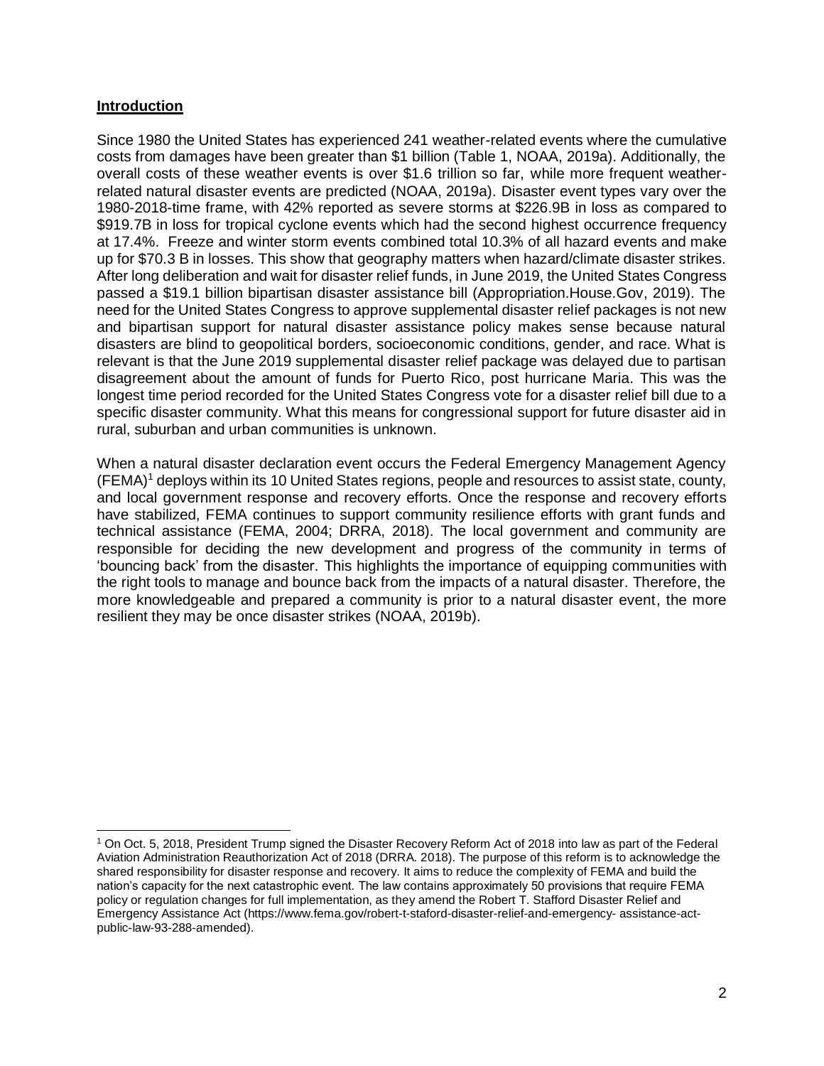## Introduction

Since 1980 the United States has experienced 241 weather-related events where the cumulative costs from damages have been greater than $1 billion (Table 1, NOAA, 2019a). Additionally, the overall costs of these weather events is over $1.6 trillion so far, while more frequent weather-related natural disaster events are predicted (NOAA, 2019a). Disaster event types vary over the 1980-2018-time frame, with 42% reported as severe storms at $226.9B in loss as compared to $919.7B in loss for tropical cyclone events which had the second highest occurrence frequency at 17.4%. Freeze and winter storm events combined total 10.3% of all hazard events and make up for $70.3 B in losses. This show that geography matters when hazard/climate disaster strikes. After long deliberation and wait for disaster relief funds, in June 2019, the United States Congress passed a $19.1 billion bipartisan disaster assistance bill (Appropriation.House.Gov, 2019). The need for the United States Congress to approve supplemental disaster relief packages is not new and bipartisan support for natural disaster assistance policy makes sense because natural disasters are blind to geopolitical borders, socioeconomic conditions, gender, and race. What is relevant is that the June 2019 supplemental disaster relief package was delayed due to partisan disagreement about the amount of funds for Puerto Rico, post hurricane Maria. This was the longest time period recorded for the United States Congress vote for a disaster relief bill due to a specific disaster community. What this means for congressional support for future disaster aid in rural, suburban and urban communities is unknown.

When a natural disaster declaration event occurs the Federal Emergency Management Agency (FEMA)[1] deploys within its 10 United States regions, people and resources to assist state, county, and local government response and recovery efforts. Once the response and recovery efforts have stabilized, FEMA continues to support community resilience efforts with grant funds and technical assistance (FEMA, 2004; DRRA, 2018). The local government and community are responsible for deciding the new development and progress of the community in terms of 'bouncing back' from the disaster. This highlights the importance of equipping communities with the right tools to manage and bounce back from the impacts of a natural disaster. Therefore, the more knowledgeable and prepared a community is prior to a natural disaster event, the more resilient they may be once disaster strikes (NOAA, 2019b).

---

[1] On Oct. 5, 2018, President Trump signed the Disaster Recovery Reform Act of 2018 into law as part of the Federal Aviation Administration Reauthorization Act of 2018 (DRRA. 2018). The purpose of this reform is to acknowledge the shared responsibility for disaster response and recovery. It aims to reduce the complexity of FEMA and build the nation's capacity for the next catastrophic event. The law contains approximately 50 provisions that require FEMA policy or regulation changes for full implementation, as they amend the Robert T. Stafford Disaster Relief and Emergency Assistance Act (https://www.fema.gov/robert-t-staford-disaster-relief-and-emergency- assistance-act-public-law-93-288-amended).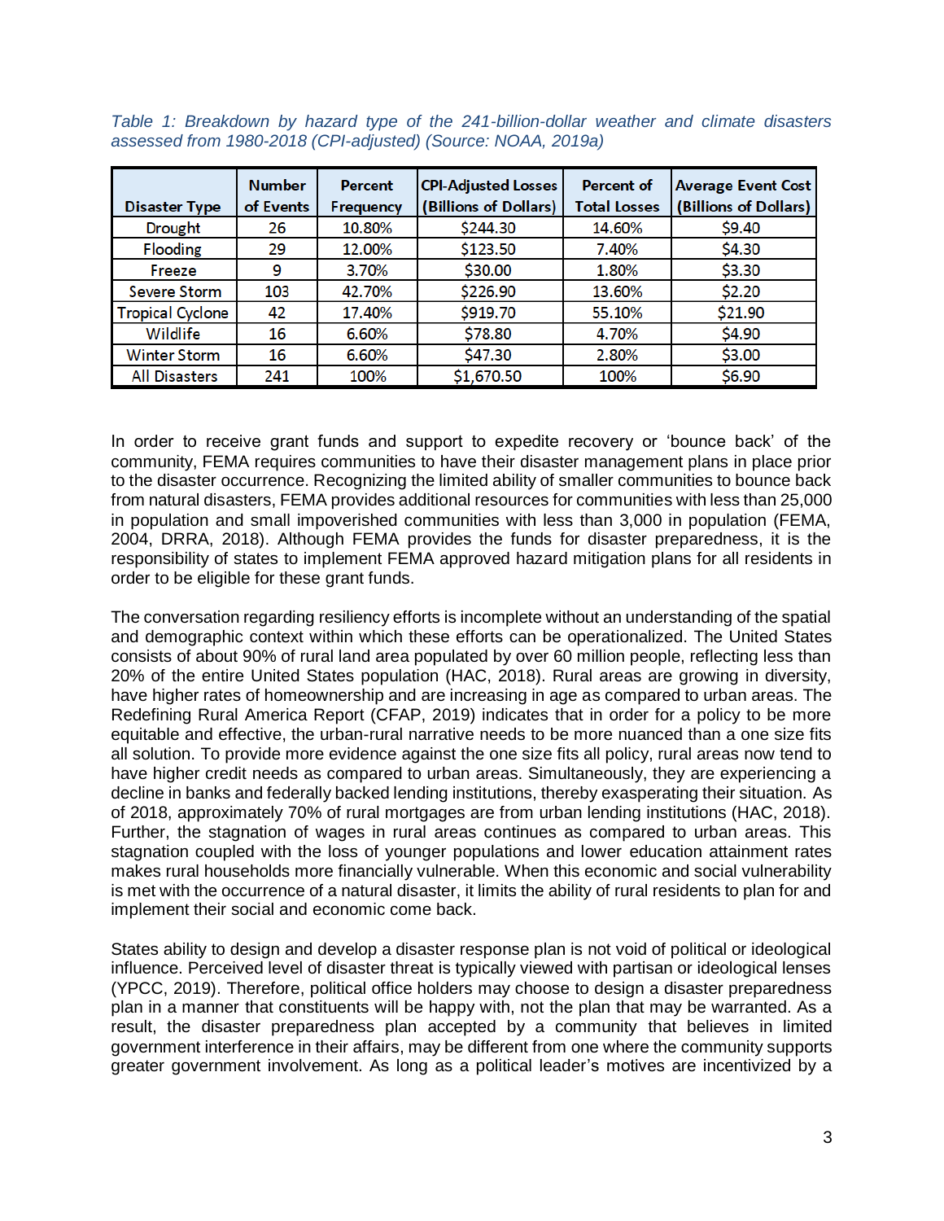*Table 1: Breakdown by hazard type of the 241-billion-dollar weather and climate disasters assessed from 1980-2018 (CPI-adjusted) (Source: NOAA, 2019a)*

| Disaster Type | Number of Events | Percent Frequency | CPI-Adjusted Losses (Billions of Dollars) | Percent of Total Losses | Average Event Cost (Billions of Dollars) |
|---|---|---|---|---|---|
| Drought | 26 | 10.80% | $244.30 | 14.60% | $9.40 |
| Flooding | 29 | 12.00% | $123.50 | 7.40% | $4.30 |
| Freeze | 9 | 3.70% | $30.00 | 1.80% | $3.30 |
| Severe Storm | 103 | 42.70% | $226.90 | 13.60% | $2.20 |
| Tropical Cyclone | 42 | 17.40% | $919.70 | 55.10% | $21.90 |
| Wildlife | 16 | 6.60% | $78.80 | 4.70% | $4.90 |
| Winter Storm | 16 | 6.60% | $47.30 | 2.80% | $3.00 |
| All Disasters | 241 | 100% | $1,670.50 | 100% | $6.90 |

In order to receive grant funds and support to expedite recovery or 'bounce back' of the community, FEMA requires communities to have their disaster management plans in place prior to the disaster occurrence. Recognizing the limited ability of smaller communities to bounce back from natural disasters, FEMA provides additional resources for communities with less than 25,000 in population and small impoverished communities with less than 3,000 in population (FEMA, 2004, DRRA, 2018). Although FEMA provides the funds for disaster preparedness, it is the responsibility of states to implement FEMA approved hazard mitigation plans for all residents in order to be eligible for these grant funds.

The conversation regarding resiliency efforts is incomplete without an understanding of the spatial and demographic context within which these efforts can be operationalized. The United States consists of about 90% of rural land area populated by over 60 million people, reflecting less than 20% of the entire United States population (HAC, 2018). Rural areas are growing in diversity, have higher rates of homeownership and are increasing in age as compared to urban areas. The Redefining Rural America Report (CFAP, 2019) indicates that in order for a policy to be more equitable and effective, the urban-rural narrative needs to be more nuanced than a one size fits all solution. To provide more evidence against the one size fits all policy, rural areas now tend to have higher credit needs as compared to urban areas. Simultaneously, they are experiencing a decline in banks and federally backed lending institutions, thereby exasperating their situation. As of 2018, approximately 70% of rural mortgages are from urban lending institutions (HAC, 2018). Further, the stagnation of wages in rural areas continues as compared to urban areas. This stagnation coupled with the loss of younger populations and lower education attainment rates makes rural households more financially vulnerable. When this economic and social vulnerability is met with the occurrence of a natural disaster, it limits the ability of rural residents to plan for and implement their social and economic come back.

States ability to design and develop a disaster response plan is not void of political or ideological influence. Perceived level of disaster threat is typically viewed with partisan or ideological lenses (YPCC, 2019). Therefore, political office holders may choose to design a disaster preparedness plan in a manner that constituents will be happy with, not the plan that may be warranted. As a result, the disaster preparedness plan accepted by a community that believes in limited government interference in their affairs, may be different from one where the community supports greater government involvement. As long as a political leader's motives are incentivized by a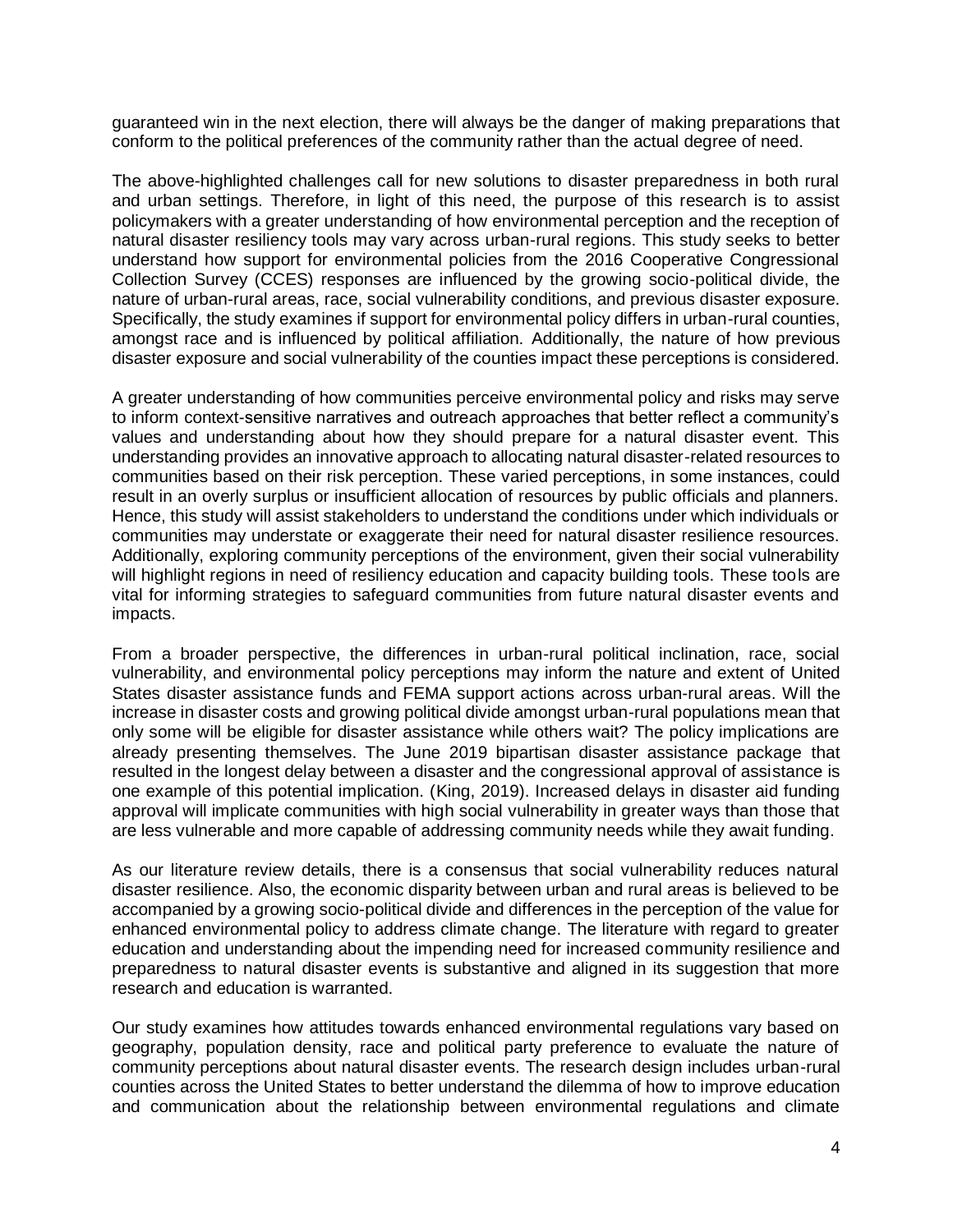guaranteed win in the next election, there will always be the danger of making preparations that conform to the political preferences of the community rather than the actual degree of need.

The above-highlighted challenges call for new solutions to disaster preparedness in both rural and urban settings. Therefore, in light of this need, the purpose of this research is to assist policymakers with a greater understanding of how environmental perception and the reception of natural disaster resiliency tools may vary across urban-rural regions. This study seeks to better understand how support for environmental policies from the 2016 Cooperative Congressional Collection Survey (CCES) responses are influenced by the growing socio-political divide, the nature of urban-rural areas, race, social vulnerability conditions, and previous disaster exposure. Specifically, the study examines if support for environmental policy differs in urban-rural counties, amongst race and is influenced by political affiliation. Additionally, the nature of how previous disaster exposure and social vulnerability of the counties impact these perceptions is considered.

A greater understanding of how communities perceive environmental policy and risks may serve to inform context-sensitive narratives and outreach approaches that better reflect a community's values and understanding about how they should prepare for a natural disaster event. This understanding provides an innovative approach to allocating natural disaster-related resources to communities based on their risk perception. These varied perceptions, in some instances, could result in an overly surplus or insufficient allocation of resources by public officials and planners. Hence, this study will assist stakeholders to understand the conditions under which individuals or communities may understate or exaggerate their need for natural disaster resilience resources. Additionally, exploring community perceptions of the environment, given their social vulnerability will highlight regions in need of resiliency education and capacity building tools. These tools are vital for informing strategies to safeguard communities from future natural disaster events and impacts.

From a broader perspective, the differences in urban-rural political inclination, race, social vulnerability, and environmental policy perceptions may inform the nature and extent of United States disaster assistance funds and FEMA support actions across urban-rural areas. Will the increase in disaster costs and growing political divide amongst urban-rural populations mean that only some will be eligible for disaster assistance while others wait? The policy implications are already presenting themselves. The June 2019 bipartisan disaster assistance package that resulted in the longest delay between a disaster and the congressional approval of assistance is one example of this potential implication. (King, 2019). Increased delays in disaster aid funding approval will implicate communities with high social vulnerability in greater ways than those that are less vulnerable and more capable of addressing community needs while they await funding.

As our literature review details, there is a consensus that social vulnerability reduces natural disaster resilience. Also, the economic disparity between urban and rural areas is believed to be accompanied by a growing socio-political divide and differences in the perception of the value for enhanced environmental policy to address climate change. The literature with regard to greater education and understanding about the impending need for increased community resilience and preparedness to natural disaster events is substantive and aligned in its suggestion that more research and education is warranted.

Our study examines how attitudes towards enhanced environmental regulations vary based on geography, population density, race and political party preference to evaluate the nature of community perceptions about natural disaster events. The research design includes urban-rural counties across the United States to better understand the dilemma of how to improve education and communication about the relationship between environmental regulations and climate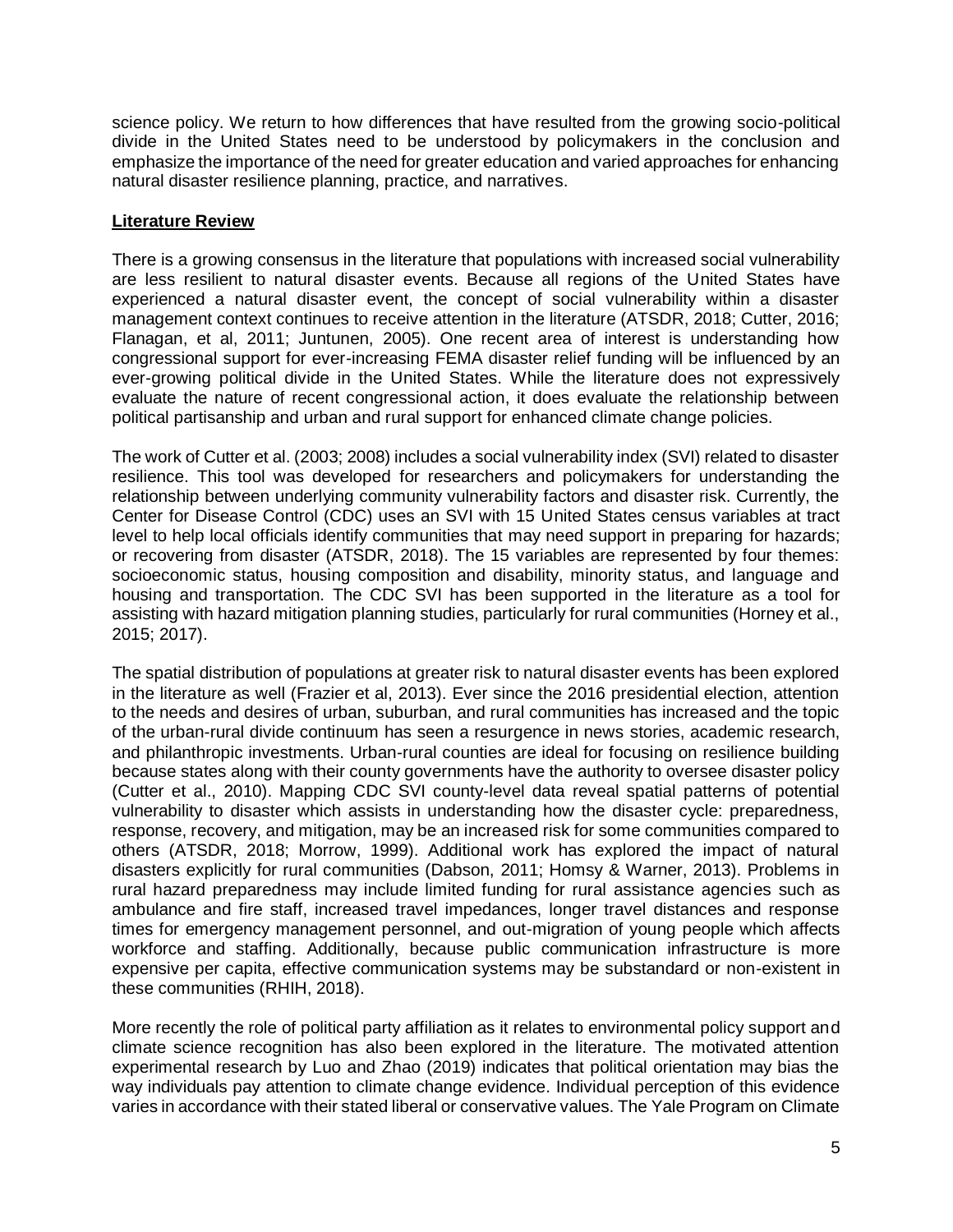science policy. We return to how differences that have resulted from the growing socio-political divide in the United States need to be understood by policymakers in the conclusion and emphasize the importance of the need for greater education and varied approaches for enhancing natural disaster resilience planning, practice, and narratives.

## Literature Review

There is a growing consensus in the literature that populations with increased social vulnerability are less resilient to natural disaster events. Because all regions of the United States have experienced a natural disaster event, the concept of social vulnerability within a disaster management context continues to receive attention in the literature (ATSDR, 2018; Cutter, 2016; Flanagan, et al, 2011; Juntunen, 2005). One recent area of interest is understanding how congressional support for ever-increasing FEMA disaster relief funding will be influenced by an ever-growing political divide in the United States. While the literature does not expressively evaluate the nature of recent congressional action, it does evaluate the relationship between political partisanship and urban and rural support for enhanced climate change policies.

The work of Cutter et al. (2003; 2008) includes a social vulnerability index (SVI) related to disaster resilience. This tool was developed for researchers and policymakers for understanding the relationship between underlying community vulnerability factors and disaster risk. Currently, the Center for Disease Control (CDC) uses an SVI with 15 United States census variables at tract level to help local officials identify communities that may need support in preparing for hazards; or recovering from disaster (ATSDR, 2018). The 15 variables are represented by four themes: socioeconomic status, housing composition and disability, minority status, and language and housing and transportation. The CDC SVI has been supported in the literature as a tool for assisting with hazard mitigation planning studies, particularly for rural communities (Horney et al., 2015; 2017).

The spatial distribution of populations at greater risk to natural disaster events has been explored in the literature as well (Frazier et al, 2013). Ever since the 2016 presidential election, attention to the needs and desires of urban, suburban, and rural communities has increased and the topic of the urban-rural divide continuum has seen a resurgence in news stories, academic research, and philanthropic investments. Urban-rural counties are ideal for focusing on resilience building because states along with their county governments have the authority to oversee disaster policy (Cutter et al., 2010). Mapping CDC SVI county-level data reveal spatial patterns of potential vulnerability to disaster which assists in understanding how the disaster cycle: preparedness, response, recovery, and mitigation, may be an increased risk for some communities compared to others (ATSDR, 2018; Morrow, 1999). Additional work has explored the impact of natural disasters explicitly for rural communities (Dabson, 2011; Homsy & Warner, 2013). Problems in rural hazard preparedness may include limited funding for rural assistance agencies such as ambulance and fire staff, increased travel impedances, longer travel distances and response times for emergency management personnel, and out-migration of young people which affects workforce and staffing. Additionally, because public communication infrastructure is more expensive per capita, effective communication systems may be substandard or non-existent in these communities (RHIH, 2018).

More recently the role of political party affiliation as it relates to environmental policy support and climate science recognition has also been explored in the literature. The motivated attention experimental research by Luo and Zhao (2019) indicates that political orientation may bias the way individuals pay attention to climate change evidence. Individual perception of this evidence varies in accordance with their stated liberal or conservative values. The Yale Program on Climate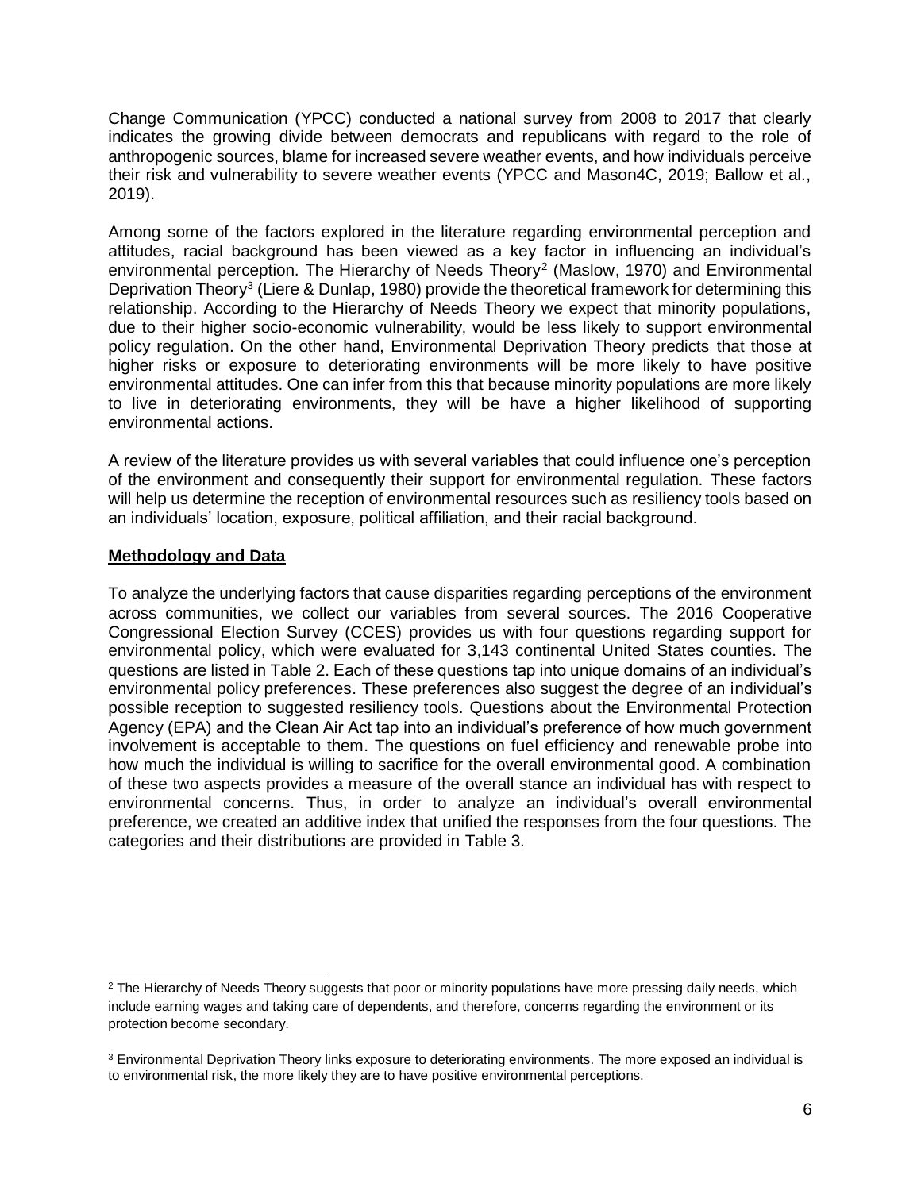Change Communication (YPCC) conducted a national survey from 2008 to 2017 that clearly indicates the growing divide between democrats and republicans with regard to the role of anthropogenic sources, blame for increased severe weather events, and how individuals perceive their risk and vulnerability to severe weather events (YPCC and Mason4C, 2019; Ballow et al., 2019).

Among some of the factors explored in the literature regarding environmental perception and attitudes, racial background has been viewed as a key factor in influencing an individual's environmental perception. The Hierarchy of Needs Theory[2] (Maslow, 1970) and Environmental Deprivation Theory[3] (Liere & Dunlap, 1980) provide the theoretical framework for determining this relationship. According to the Hierarchy of Needs Theory we expect that minority populations, due to their higher socio-economic vulnerability, would be less likely to support environmental policy regulation. On the other hand, Environmental Deprivation Theory predicts that those at higher risks or exposure to deteriorating environments will be more likely to have positive environmental attitudes. One can infer from this that because minority populations are more likely to live in deteriorating environments, they will be have a higher likelihood of supporting environmental actions.

A review of the literature provides us with several variables that could influence one's perception of the environment and consequently their support for environmental regulation. These factors will help us determine the reception of environmental resources such as resiliency tools based on an individuals' location, exposure, political affiliation, and their racial background.

## Methodology and Data

To analyze the underlying factors that cause disparities regarding perceptions of the environment across communities, we collect our variables from several sources. The 2016 Cooperative Congressional Election Survey (CCES) provides us with four questions regarding support for environmental policy, which were evaluated for 3,143 continental United States counties. The questions are listed in Table 2. Each of these questions tap into unique domains of an individual's environmental policy preferences. These preferences also suggest the degree of an individual's possible reception to suggested resiliency tools. Questions about the Environmental Protection Agency (EPA) and the Clean Air Act tap into an individual's preference of how much government involvement is acceptable to them. The questions on fuel efficiency and renewable probe into how much the individual is willing to sacrifice for the overall environmental good. A combination of these two aspects provides a measure of the overall stance an individual has with respect to environmental concerns. Thus, in order to analyze an individual's overall environmental preference, we created an additive index that unified the responses from the four questions. The categories and their distributions are provided in Table 3.

---

[2] The Hierarchy of Needs Theory suggests that poor or minority populations have more pressing daily needs, which include earning wages and taking care of dependents, and therefore, concerns regarding the environment or its protection become secondary.

[3] Environmental Deprivation Theory links exposure to deteriorating environments. The more exposed an individual is to environmental risk, the more likely they are to have positive environmental perceptions.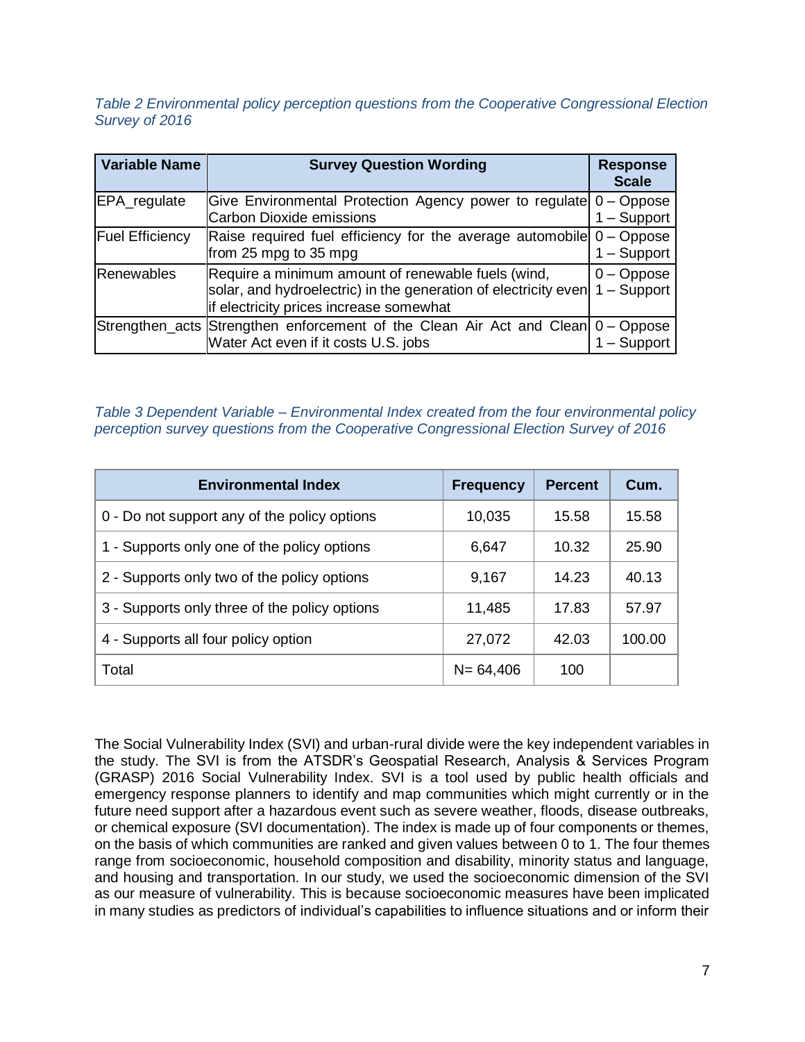*Table 2 Environmental policy perception questions from the Cooperative Congressional Election Survey of 2016*

| Variable Name | Survey Question Wording | Response Scale |
|---|---|---|
| EPA_regulate | Give Environmental Protection Agency power to regulate Carbon Dioxide emissions | 0 – Oppose<br>1 – Support |
| Fuel Efficiency | Raise required fuel efficiency for the average automobile from 25 mpg to 35 mpg | 0 – Oppose<br>1 – Support |
| Renewables | Require a minimum amount of renewable fuels (wind, solar, and hydroelectric) in the generation of electricity even if electricity prices increase somewhat | 0 – Oppose<br>1 – Support |
| Strengthen_acts | Strengthen enforcement of the Clean Air Act and Clean Water Act even if it costs U.S. jobs | 0 – Oppose<br>1 – Support |

*Table 3 Dependent Variable – Environmental Index created from the four environmental policy perception survey questions from the Cooperative Congressional Election Survey of 2016*

| Environmental Index | Frequency | Percent | Cum. |
|---|---|---|---|
| 0 - Do not support any of the policy options | 10,035 | 15.58 | 15.58 |
| 1 - Supports only one of the policy options | 6,647 | 10.32 | 25.90 |
| 2 - Supports only two of the policy options | 9,167 | 14.23 | 40.13 |
| 3 - Supports only three of the policy options | 11,485 | 17.83 | 57.97 |
| 4 - Supports all four policy option | 27,072 | 42.03 | 100.00 |
| Total | N= 64,406 | 100 | |

The Social Vulnerability Index (SVI) and urban-rural divide were the key independent variables in the study. The SVI is from the ATSDR's Geospatial Research, Analysis & Services Program (GRASP) 2016 Social Vulnerability Index. SVI is a tool used by public health officials and emergency response planners to identify and map communities which might currently or in the future need support after a hazardous event such as severe weather, floods, disease outbreaks, or chemical exposure (SVI documentation). The index is made up of four components or themes, on the basis of which communities are ranked and given values between 0 to 1. The four themes range from socioeconomic, household composition and disability, minority status and language, and housing and transportation. In our study, we used the socioeconomic dimension of the SVI as our measure of vulnerability. This is because socioeconomic measures have been implicated in many studies as predictors of individual's capabilities to influence situations and or inform their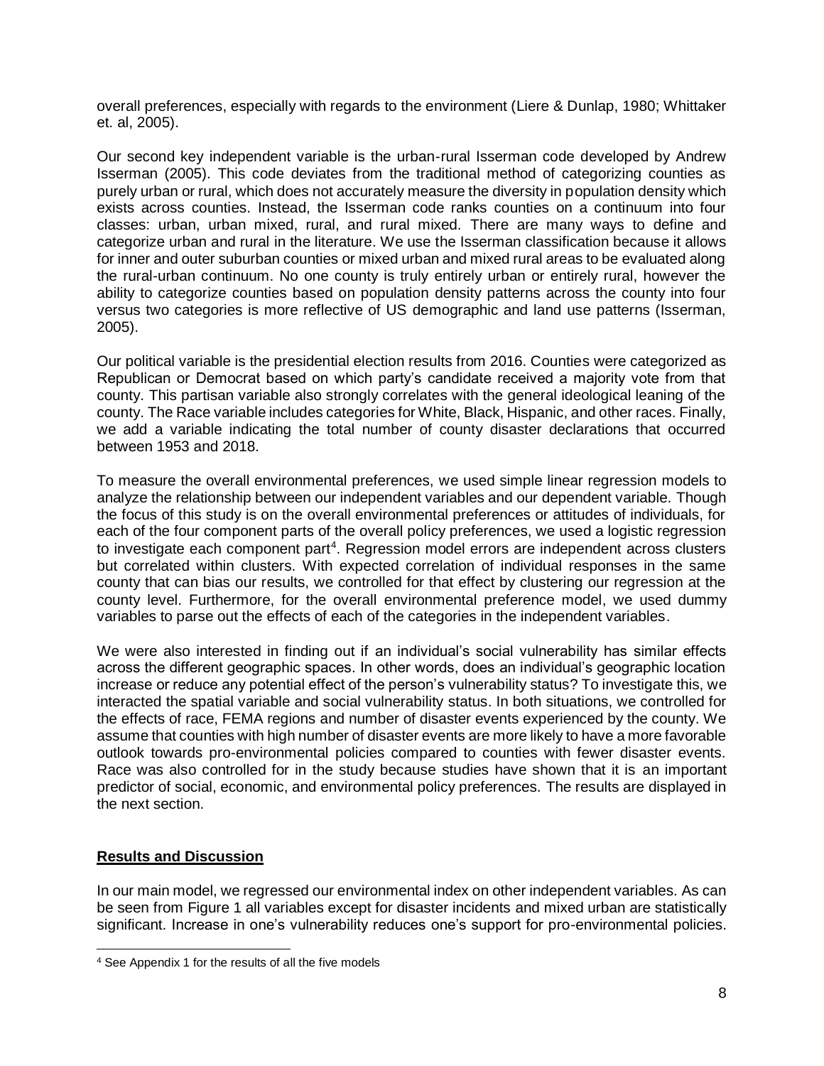overall preferences, especially with regards to the environment (Liere & Dunlap, 1980; Whittaker et. al, 2005).

Our second key independent variable is the urban-rural Isserman code developed by Andrew Isserman (2005). This code deviates from the traditional method of categorizing counties as purely urban or rural, which does not accurately measure the diversity in population density which exists across counties. Instead, the Isserman code ranks counties on a continuum into four classes: urban, urban mixed, rural, and rural mixed. There are many ways to define and categorize urban and rural in the literature. We use the Isserman classification because it allows for inner and outer suburban counties or mixed urban and mixed rural areas to be evaluated along the rural-urban continuum. No one county is truly entirely urban or entirely rural, however the ability to categorize counties based on population density patterns across the county into four versus two categories is more reflective of US demographic and land use patterns (Isserman, 2005).

Our political variable is the presidential election results from 2016. Counties were categorized as Republican or Democrat based on which party's candidate received a majority vote from that county. This partisan variable also strongly correlates with the general ideological leaning of the county. The Race variable includes categories for White, Black, Hispanic, and other races. Finally, we add a variable indicating the total number of county disaster declarations that occurred between 1953 and 2018.

To measure the overall environmental preferences, we used simple linear regression models to analyze the relationship between our independent variables and our dependent variable. Though the focus of this study is on the overall environmental preferences or attitudes of individuals, for each of the four component parts of the overall policy preferences, we used a logistic regression to investigate each component part[4]. Regression model errors are independent across clusters but correlated within clusters. With expected correlation of individual responses in the same county that can bias our results, we controlled for that effect by clustering our regression at the county level. Furthermore, for the overall environmental preference model, we used dummy variables to parse out the effects of each of the categories in the independent variables.

We were also interested in finding out if an individual's social vulnerability has similar effects across the different geographic spaces. In other words, does an individual's geographic location increase or reduce any potential effect of the person's vulnerability status? To investigate this, we interacted the spatial variable and social vulnerability status. In both situations, we controlled for the effects of race, FEMA regions and number of disaster events experienced by the county. We assume that counties with high number of disaster events are more likely to have a more favorable outlook towards pro-environmental policies compared to counties with fewer disaster events. Race was also controlled for in the study because studies have shown that it is an important predictor of social, economic, and environmental policy preferences. The results are displayed in the next section.

## Results and Discussion

In our main model, we regressed our environmental index on other independent variables. As can be seen from Figure 1 all variables except for disaster incidents and mixed urban are statistically significant. Increase in one's vulnerability reduces one's support for pro-environmental policies.

[4] See Appendix 1 for the results of all the five models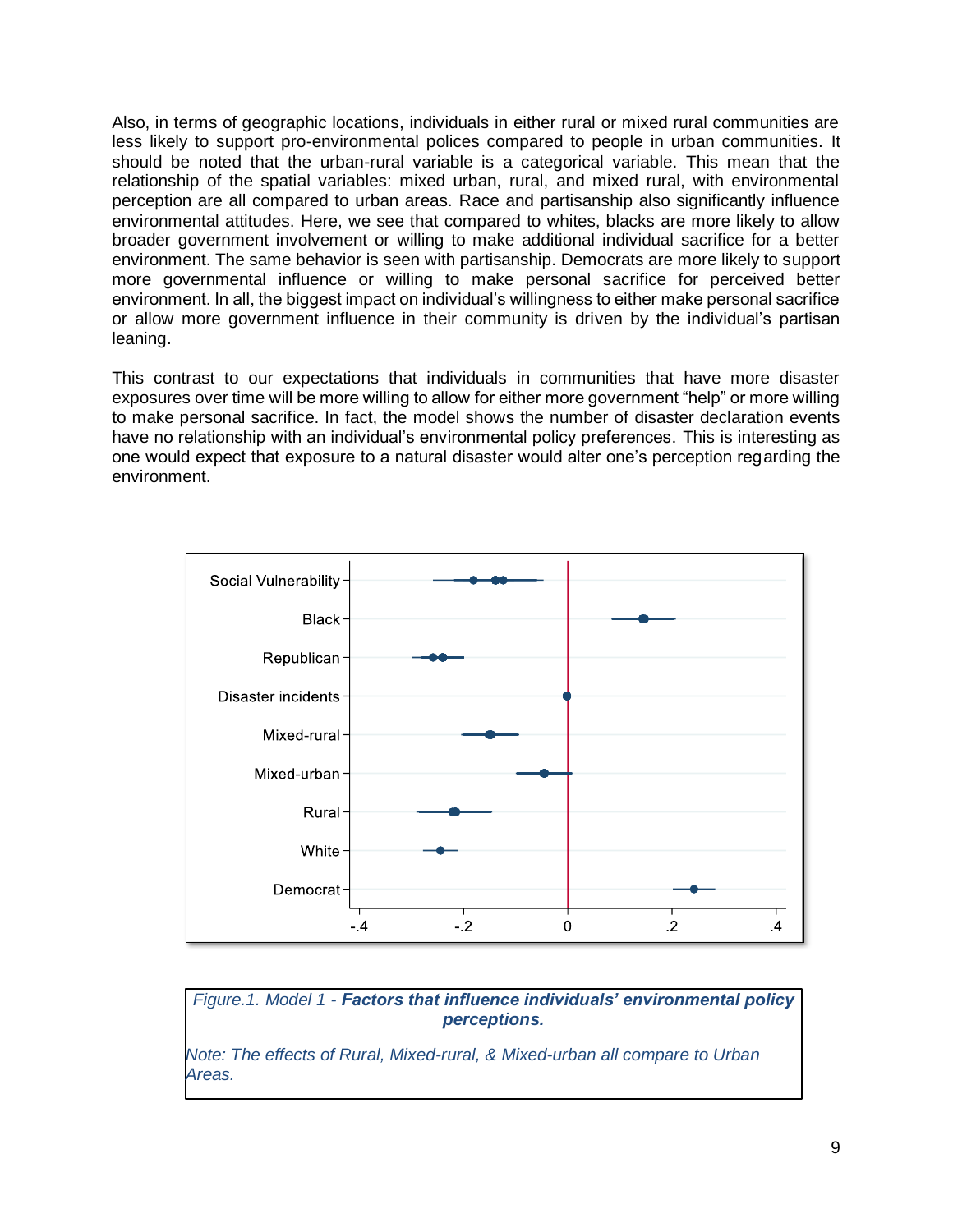Also, in terms of geographic locations, individuals in either rural or mixed rural communities are less likely to support pro-environmental polices compared to people in urban communities. It should be noted that the urban-rural variable is a categorical variable. This mean that the relationship of the spatial variables: mixed urban, rural, and mixed rural, with environmental perception are all compared to urban areas. Race and partisanship also significantly influence environmental attitudes. Here, we see that compared to whites, blacks are more likely to allow broader government involvement or willing to make additional individual sacrifice for a better environment. The same behavior is seen with partisanship. Democrats are more likely to support more governmental influence or willing to make personal sacrifice for perceived better environment. In all, the biggest impact on individual's willingness to either make personal sacrifice or allow more government influence in their community is driven by the individual's partisan leaning.

This contrast to our expectations that individuals in communities that have more disaster exposures over time will be more willing to allow for either more government "help" or more willing to make personal sacrifice. In fact, the model shows the number of disaster declaration events have no relationship with an individual's environmental policy preferences. This is interesting as one would expect that exposure to a natural disaster would alter one's perception regarding the environment.

*Figure.1. Model 1 - **Factors that influence individuals' environmental policy perceptions.***

*Note: The effects of Rural, Mixed-rural, & Mixed-urban all compare to Urban Areas.*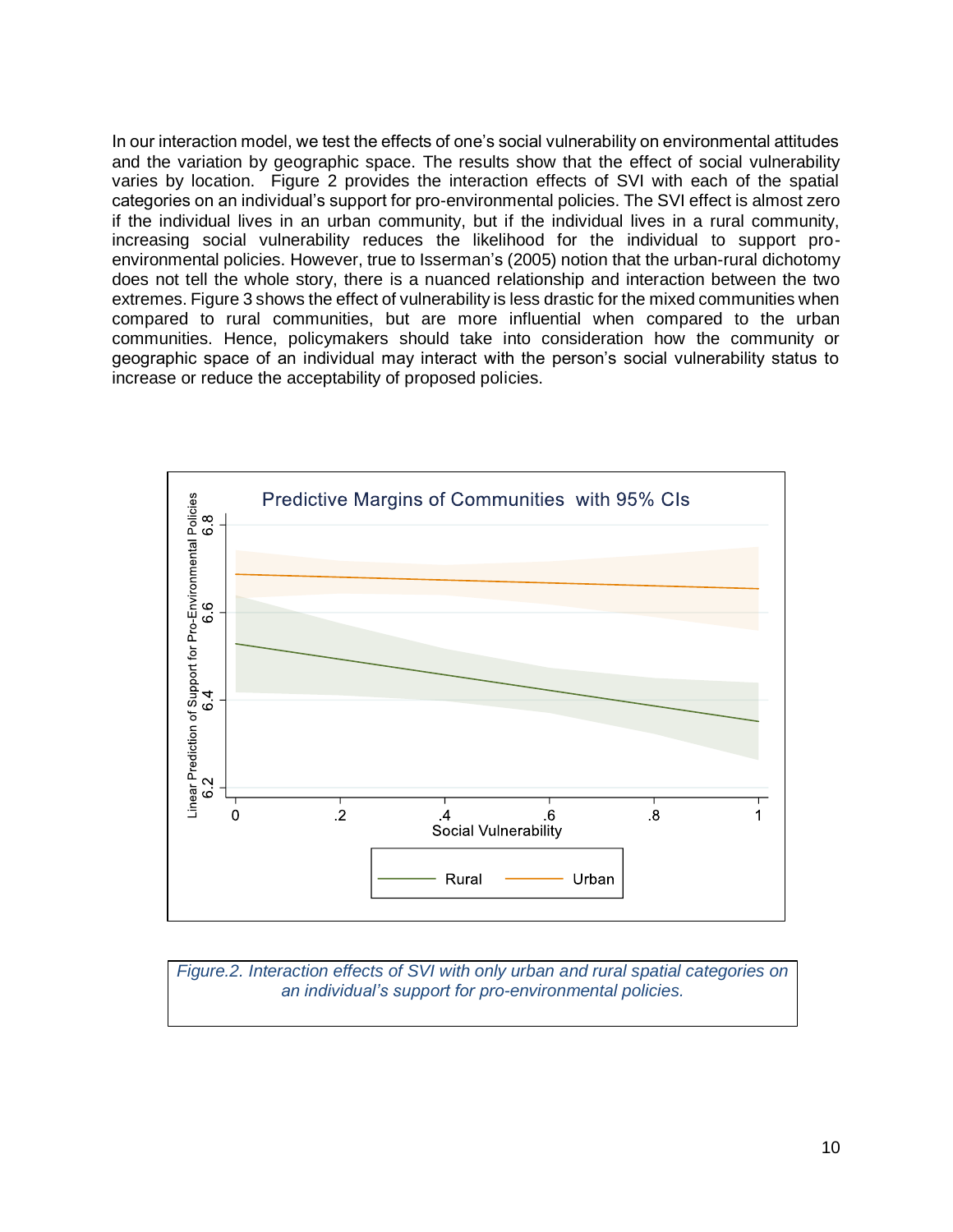In our interaction model, we test the effects of one's social vulnerability on environmental attitudes and the variation by geographic space. The results show that the effect of social vulnerability varies by location. Figure 2 provides the interaction effects of SVI with each of the spatial categories on an individual's support for pro-environmental policies. The SVI effect is almost zero if the individual lives in an urban community, but if the individual lives in a rural community, increasing social vulnerability reduces the likelihood for the individual to support pro-environmental policies. However, true to Isserman's (2005) notion that the urban-rural dichotomy does not tell the whole story, there is a nuanced relationship and interaction between the two extremes. Figure 3 shows the effect of vulnerability is less drastic for the mixed communities when compared to rural communities, but are more influential when compared to the urban communities. Hence, policymakers should take into consideration how the community or geographic space of an individual may interact with the person's social vulnerability status to increase or reduce the acceptability of proposed policies.

*Figure.2. Interaction effects of SVI with only urban and rural spatial categories on an individual's support for pro-environmental policies.*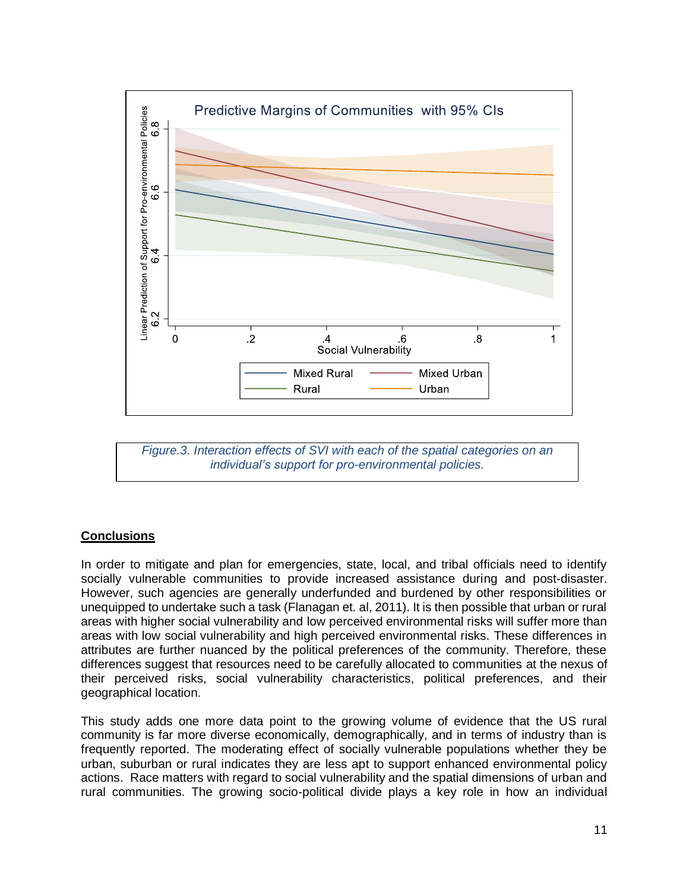Figure.3. Interaction effects of SVI with each of the spatial categories on an individual's support for pro-environmental policies.

## Conclusions

In order to mitigate and plan for emergencies, state, local, and tribal officials need to identify socially vulnerable communities to provide increased assistance during and post-disaster. However, such agencies are generally underfunded and burdened by other responsibilities or unequipped to undertake such a task (Flanagan et. al, 2011). It is then possible that urban or rural areas with higher social vulnerability and low perceived environmental risks will suffer more than areas with low social vulnerability and high perceived environmental risks. These differences in attributes are further nuanced by the political preferences of the community. Therefore, these differences suggest that resources need to be carefully allocated to communities at the nexus of their perceived risks, social vulnerability characteristics, political preferences, and their geographical location.

This study adds one more data point to the growing volume of evidence that the US rural community is far more diverse economically, demographically, and in terms of industry than is frequently reported. The moderating effect of socially vulnerable populations whether they be urban, suburban or rural indicates they are less apt to support enhanced environmental policy actions. Race matters with regard to social vulnerability and the spatial dimensions of urban and rural communities. The growing socio-political divide plays a key role in how an individual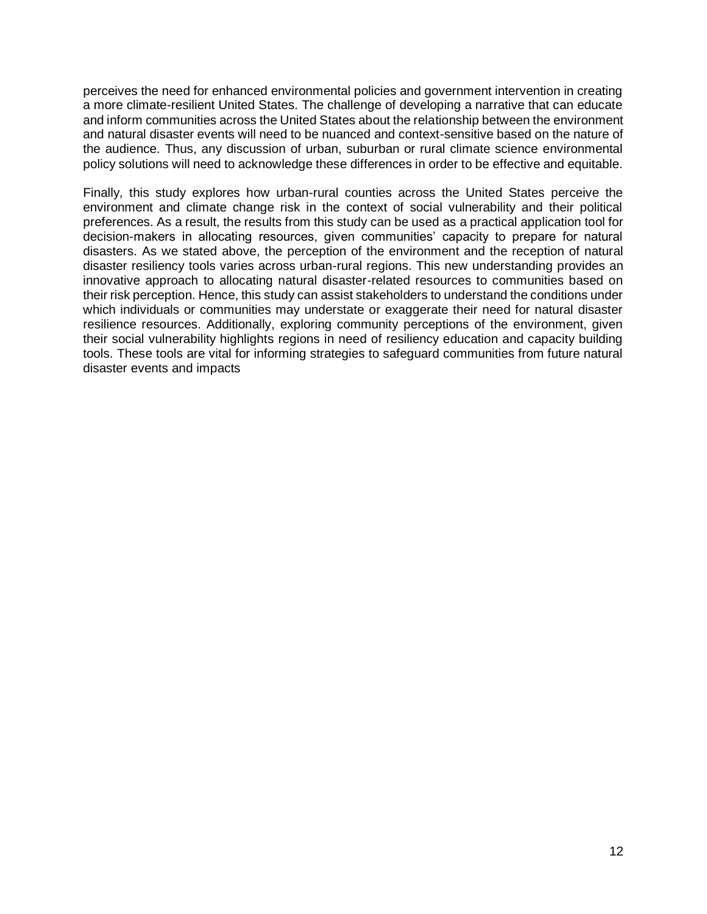perceives the need for enhanced environmental policies and government intervention in creating a more climate-resilient United States. The challenge of developing a narrative that can educate and inform communities across the United States about the relationship between the environment and natural disaster events will need to be nuanced and context-sensitive based on the nature of the audience. Thus, any discussion of urban, suburban or rural climate science environmental policy solutions will need to acknowledge these differences in order to be effective and equitable.

Finally, this study explores how urban-rural counties across the United States perceive the environment and climate change risk in the context of social vulnerability and their political preferences. As a result, the results from this study can be used as a practical application tool for decision-makers in allocating resources, given communities' capacity to prepare for natural disasters. As we stated above, the perception of the environment and the reception of natural disaster resiliency tools varies across urban-rural regions. This new understanding provides an innovative approach to allocating natural disaster-related resources to communities based on their risk perception. Hence, this study can assist stakeholders to understand the conditions under which individuals or communities may understate or exaggerate their need for natural disaster resilience resources. Additionally, exploring community perceptions of the environment, given their social vulnerability highlights regions in need of resiliency education and capacity building tools. These tools are vital for informing strategies to safeguard communities from future natural disaster events and impacts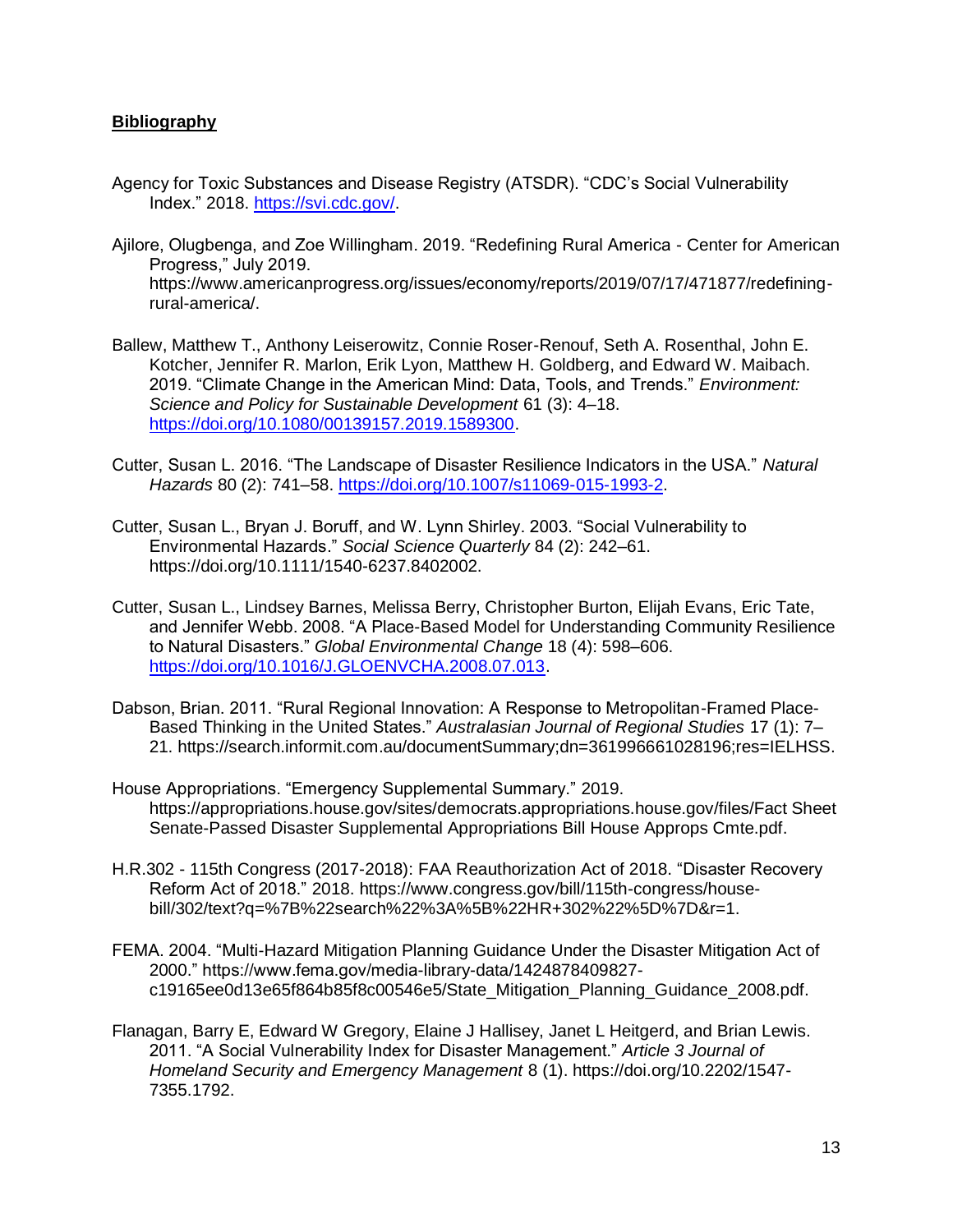## **Bibliography**

Agency for Toxic Substances and Disease Registry (ATSDR). "CDC's Social Vulnerability Index." 2018. https://svi.cdc.gov/.

Ajilore, Olugbenga, and Zoe Willingham. 2019. "Redefining Rural America - Center for American Progress," July 2019. https://www.americanprogress.org/issues/economy/reports/2019/07/17/471877/redefining-rural-america/.

Ballew, Matthew T., Anthony Leiserowitz, Connie Roser-Renouf, Seth A. Rosenthal, John E. Kotcher, Jennifer R. Marlon, Erik Lyon, Matthew H. Goldberg, and Edward W. Maibach. 2019. "Climate Change in the American Mind: Data, Tools, and Trends." *Environment: Science and Policy for Sustainable Development* 61 (3): 4–18. https://doi.org/10.1080/00139157.2019.1589300.

Cutter, Susan L. 2016. "The Landscape of Disaster Resilience Indicators in the USA." *Natural Hazards* 80 (2): 741–58. https://doi.org/10.1007/s11069-015-1993-2.

Cutter, Susan L., Bryan J. Boruff, and W. Lynn Shirley. 2003. "Social Vulnerability to Environmental Hazards." *Social Science Quarterly* 84 (2): 242–61. https://doi.org/10.1111/1540-6237.8402002.

Cutter, Susan L., Lindsey Barnes, Melissa Berry, Christopher Burton, Elijah Evans, Eric Tate, and Jennifer Webb. 2008. "A Place-Based Model for Understanding Community Resilience to Natural Disasters." *Global Environmental Change* 18 (4): 598–606. https://doi.org/10.1016/J.GLOENVCHA.2008.07.013.

Dabson, Brian. 2011. "Rural Regional Innovation: A Response to Metropolitan-Framed Place-Based Thinking in the United States." *Australasian Journal of Regional Studies* 17 (1): 7–21. https://search.informit.com.au/documentSummary;dn=361996661028196;res=IELHSS.

House Appropriations. "Emergency Supplemental Summary." 2019. https://appropriations.house.gov/sites/democrats.appropriations.house.gov/files/Fact Sheet Senate-Passed Disaster Supplemental Appropriations Bill House Approps Cmte.pdf.

H.R.302 - 115th Congress (2017-2018): FAA Reauthorization Act of 2018. "Disaster Recovery Reform Act of 2018." 2018. https://www.congress.gov/bill/115th-congress/house-bill/302/text?q=%7B%22search%22%3A%5B%22HR+302%22%5D%7D&r=1.

FEMA. 2004. "Multi-Hazard Mitigation Planning Guidance Under the Disaster Mitigation Act of 2000." https://www.fema.gov/media-library-data/1424878409827-c19165ee0d13e65f864b85f8c00546e5/State_Mitigation_Planning_Guidance_2008.pdf.

Flanagan, Barry E, Edward W Gregory, Elaine J Hallisey, Janet L Heitgerd, and Brian Lewis. 2011. "A Social Vulnerability Index for Disaster Management." *Article 3 Journal of Homeland Security and Emergency Management* 8 (1). https://doi.org/10.2202/1547-7355.1792.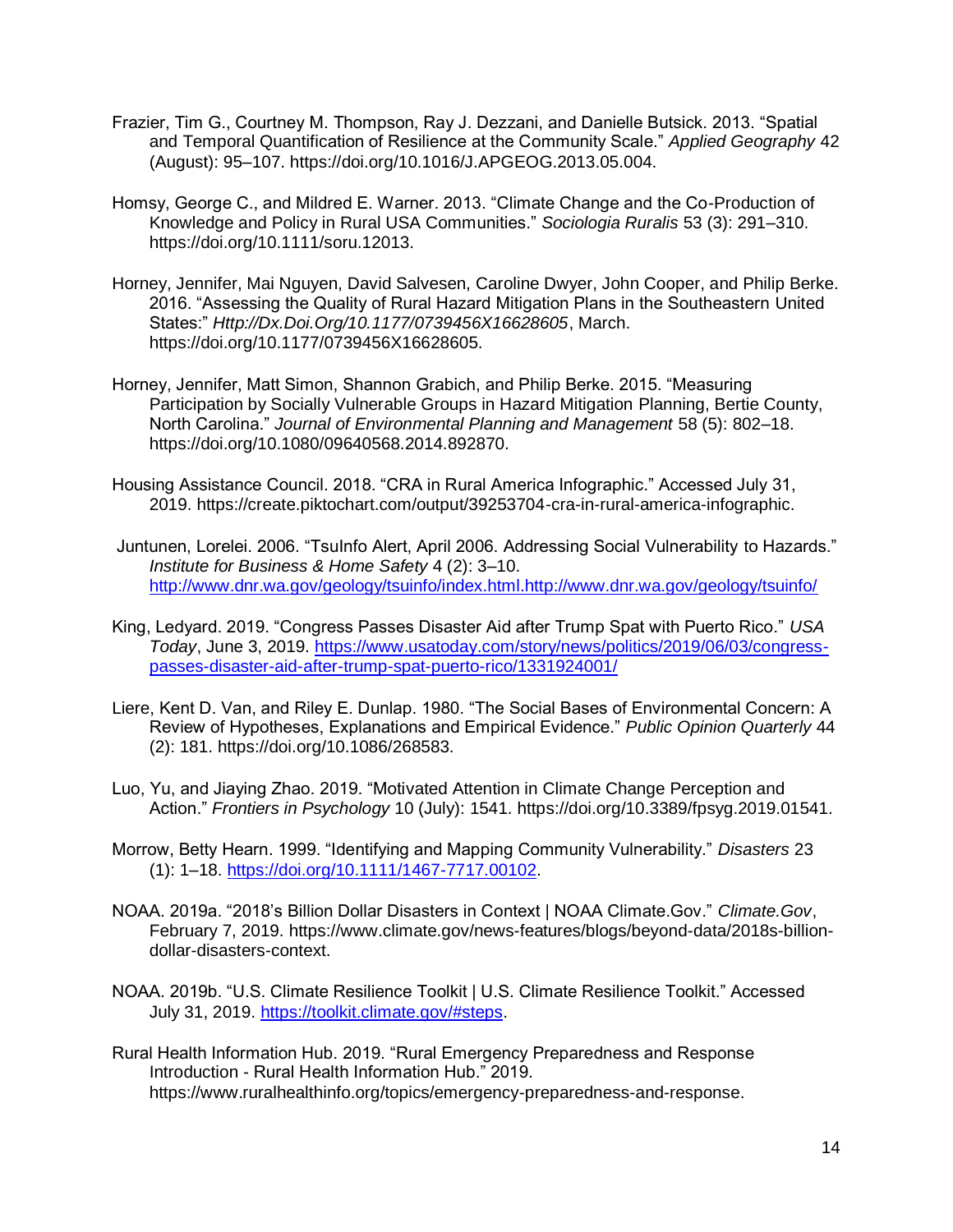Frazier, Tim G., Courtney M. Thompson, Ray J. Dezzani, and Danielle Butsick. 2013. "Spatial and Temporal Quantification of Resilience at the Community Scale." *Applied Geography* 42 (August): 95–107. https://doi.org/10.1016/J.APGEOG.2013.05.004.

Homsy, George C., and Mildred E. Warner. 2013. "Climate Change and the Co-Production of Knowledge and Policy in Rural USA Communities." *Sociologia Ruralis* 53 (3): 291–310. https://doi.org/10.1111/soru.12013.

Horney, Jennifer, Mai Nguyen, David Salvesen, Caroline Dwyer, John Cooper, and Philip Berke. 2016. "Assessing the Quality of Rural Hazard Mitigation Plans in the Southeastern United States:" *Http://Dx.Doi.Org/10.1177/0739456X16628605*, March. https://doi.org/10.1177/0739456X16628605.

Horney, Jennifer, Matt Simon, Shannon Grabich, and Philip Berke. 2015. "Measuring Participation by Socially Vulnerable Groups in Hazard Mitigation Planning, Bertie County, North Carolina." *Journal of Environmental Planning and Management* 58 (5): 802–18. https://doi.org/10.1080/09640568.2014.892870.

Housing Assistance Council. 2018. "CRA in Rural America Infographic." Accessed July 31, 2019. https://create.piktochart.com/output/39253704-cra-in-rural-america-infographic.

Juntunen, Lorelei. 2006. "TsuInfo Alert, April 2006. Addressing Social Vulnerability to Hazards." *Institute for Business & Home Safety* 4 (2): 3–10. http://www.dnr.wa.gov/geology/tsuinfo/index.html.http://www.dnr.wa.gov/geology/tsuinfo/

King, Ledyard. 2019. "Congress Passes Disaster Aid after Trump Spat with Puerto Rico." *USA Today*, June 3, 2019. https://www.usatoday.com/story/news/politics/2019/06/03/congress-passes-disaster-aid-after-trump-spat-puerto-rico/1331924001/

Liere, Kent D. Van, and Riley E. Dunlap. 1980. "The Social Bases of Environmental Concern: A Review of Hypotheses, Explanations and Empirical Evidence." *Public Opinion Quarterly* 44 (2): 181. https://doi.org/10.1086/268583.

Luo, Yu, and Jiaying Zhao. 2019. "Motivated Attention in Climate Change Perception and Action." *Frontiers in Psychology* 10 (July): 1541. https://doi.org/10.3389/fpsyg.2019.01541.

Morrow, Betty Hearn. 1999. "Identifying and Mapping Community Vulnerability." *Disasters* 23 (1): 1–18. https://doi.org/10.1111/1467-7717.00102.

NOAA. 2019a. "2018's Billion Dollar Disasters in Context | NOAA Climate.Gov." *Climate.Gov*, February 7, 2019. https://www.climate.gov/news-features/blogs/beyond-data/2018s-billion-dollar-disasters-context.

NOAA. 2019b. "U.S. Climate Resilience Toolkit | U.S. Climate Resilience Toolkit." Accessed July 31, 2019. https://toolkit.climate.gov/#steps.

Rural Health Information Hub. 2019. "Rural Emergency Preparedness and Response Introduction - Rural Health Information Hub." 2019. https://www.ruralhealthinfo.org/topics/emergency-preparedness-and-response.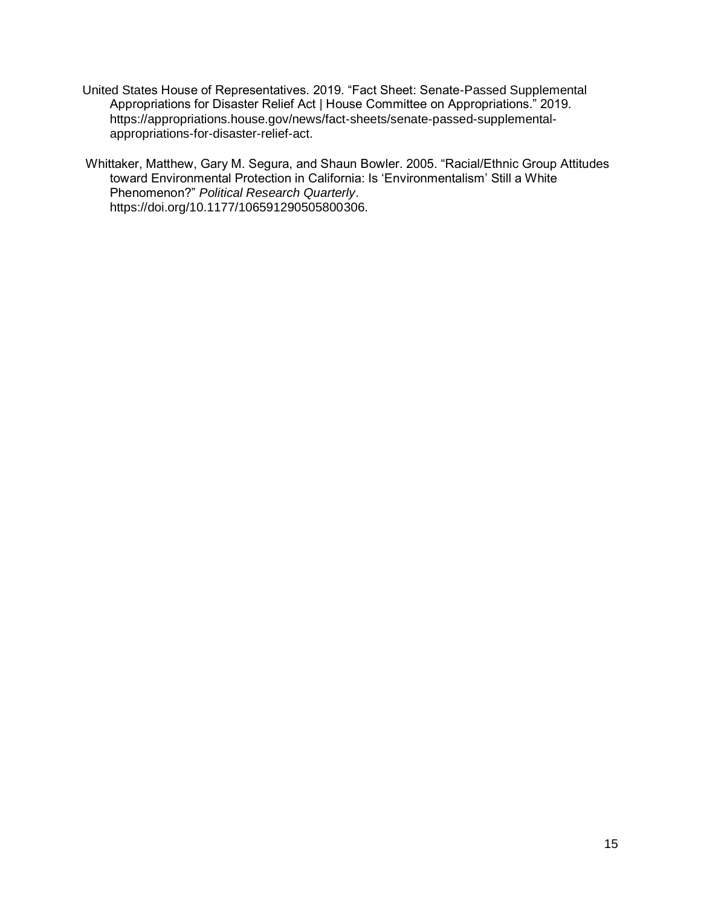United States House of Representatives. 2019. "Fact Sheet: Senate-Passed Supplemental Appropriations for Disaster Relief Act | House Committee on Appropriations." 2019. https://appropriations.house.gov/news/fact-sheets/senate-passed-supplemental-appropriations-for-disaster-relief-act.

Whittaker, Matthew, Gary M. Segura, and Shaun Bowler. 2005. "Racial/Ethnic Group Attitudes toward Environmental Protection in California: Is 'Environmentalism' Still a White Phenomenon?" *Political Research Quarterly*. https://doi.org/10.1177/106591290505800306.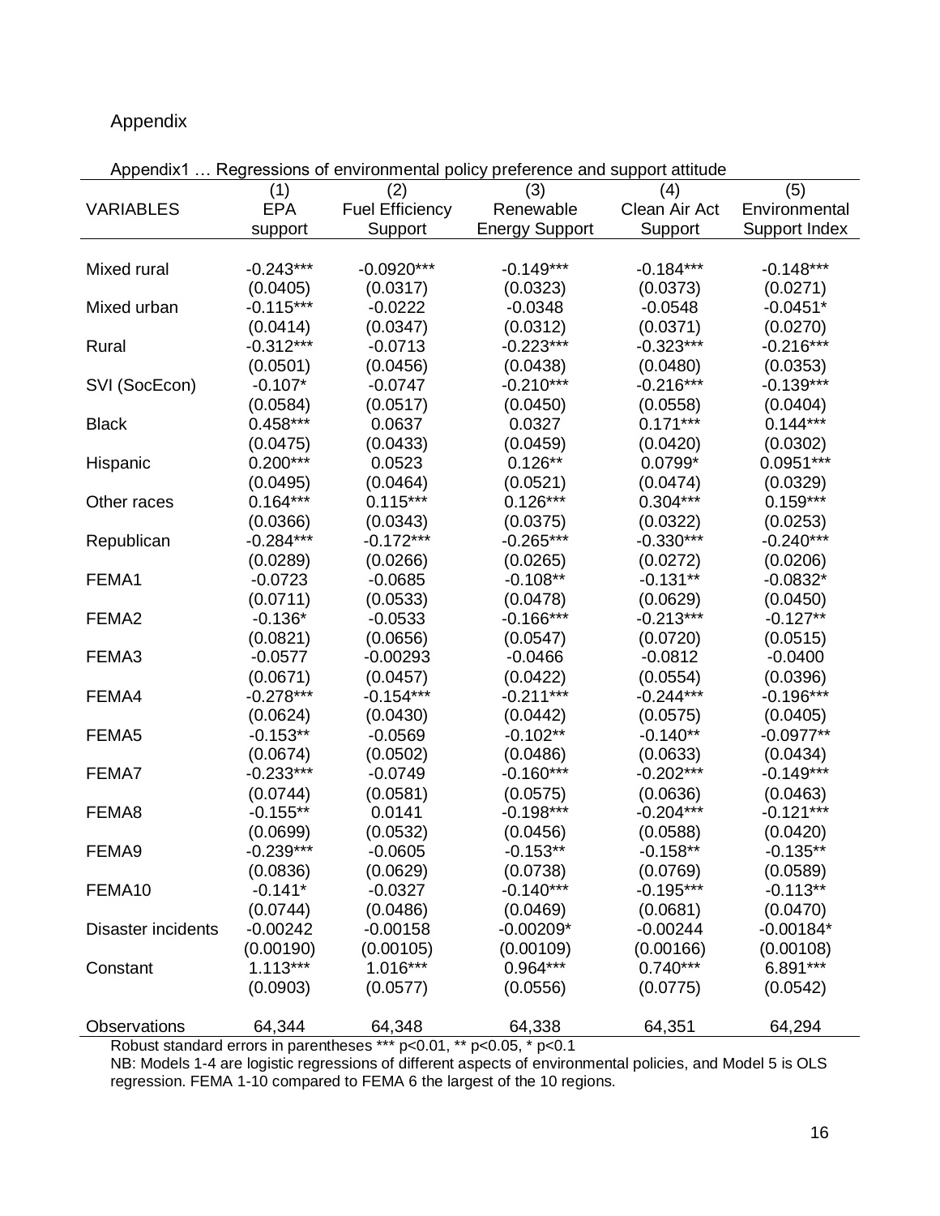Appendix

Appendix1 … Regressions of environmental policy preference and support attitude

| VARIABLES | (1)<br>EPA<br>support | (2)<br>Fuel Efficiency<br>Support | (3)<br>Renewable<br>Energy Support | (4)<br>Clean Air Act<br>Support | (5)<br>Environmental<br>Support Index |
|---|---|---|---|---|---|
| Mixed rural | -0.243*** | -0.0920*** | -0.149*** | -0.184*** | -0.148*** |
| | (0.0405) | (0.0317) | (0.0323) | (0.0373) | (0.0271) |
| Mixed urban | -0.115*** | -0.0222 | -0.0348 | -0.0548 | -0.0451* |
| | (0.0414) | (0.0347) | (0.0312) | (0.0371) | (0.0270) |
| Rural | -0.312*** | -0.0713 | -0.223*** | -0.323*** | -0.216*** |
| | (0.0501) | (0.0456) | (0.0438) | (0.0480) | (0.0353) |
| SVI (SocEcon) | -0.107* | -0.0747 | -0.210*** | -0.216*** | -0.139*** |
| | (0.0584) | (0.0517) | (0.0450) | (0.0558) | (0.0404) |
| Black | 0.458*** | 0.0637 | 0.0327 | 0.171*** | 0.144*** |
| | (0.0475) | (0.0433) | (0.0459) | (0.0420) | (0.0302) |
| Hispanic | 0.200*** | 0.0523 | 0.126** | 0.0799* | 0.0951*** |
| | (0.0495) | (0.0464) | (0.0521) | (0.0474) | (0.0329) |
| Other races | 0.164*** | 0.115*** | 0.126*** | 0.304*** | 0.159*** |
| | (0.0366) | (0.0343) | (0.0375) | (0.0322) | (0.0253) |
| Republican | -0.284*** | -0.172*** | -0.265*** | -0.330*** | -0.240*** |
| | (0.0289) | (0.0266) | (0.0265) | (0.0272) | (0.0206) |
| FEMA1 | -0.0723 | -0.0685 | -0.108** | -0.131** | -0.0832* |
| | (0.0711) | (0.0533) | (0.0478) | (0.0629) | (0.0450) |
| FEMA2 | -0.136* | -0.0533 | -0.166*** | -0.213*** | -0.127** |
| | (0.0821) | (0.0656) | (0.0547) | (0.0720) | (0.0515) |
| FEMA3 | -0.0577 | -0.00293 | -0.0466 | -0.0812 | -0.0400 |
| | (0.0671) | (0.0457) | (0.0422) | (0.0554) | (0.0396) |
| FEMA4 | -0.278*** | -0.154*** | -0.211*** | -0.244*** | -0.196*** |
| | (0.0624) | (0.0430) | (0.0442) | (0.0575) | (0.0405) |
| FEMA5 | -0.153** | -0.0569 | -0.102** | -0.140** | -0.0977** |
| | (0.0674) | (0.0502) | (0.0486) | (0.0633) | (0.0434) |
| FEMA7 | -0.233*** | -0.0749 | -0.160*** | -0.202*** | -0.149*** |
| | (0.0744) | (0.0581) | (0.0575) | (0.0636) | (0.0463) |
| FEMA8 | -0.155** | 0.0141 | -0.198*** | -0.204*** | -0.121*** |
| | (0.0699) | (0.0532) | (0.0456) | (0.0588) | (0.0420) |
| FEMA9 | -0.239*** | -0.0605 | -0.153** | -0.158** | -0.135** |
| | (0.0836) | (0.0629) | (0.0738) | (0.0769) | (0.0589) |
| FEMA10 | -0.141* | -0.0327 | -0.140*** | -0.195*** | -0.113** |
| | (0.0744) | (0.0486) | (0.0469) | (0.0681) | (0.0470) |
| Disaster incidents | -0.00242 | -0.00158 | -0.00209* | -0.00244 | -0.00184* |
| | (0.00190) | (0.00105) | (0.00109) | (0.00166) | (0.00108) |
| Constant | 1.113*** | 1.016*** | 0.964*** | 0.740*** | 6.891*** |
| | (0.0903) | (0.0577) | (0.0556) | (0.0775) | (0.0542) |
| Observations | 64,344 | 64,348 | 64,338 | 64,351 | 64,294 |

Robust standard errors in parentheses *** p<0.01, ** p<0.05, * p<0.1

NB: Models 1-4 are logistic regressions of different aspects of environmental policies, and Model 5 is OLS regression. FEMA 1-10 compared to FEMA 6 the largest of the 10 regions.